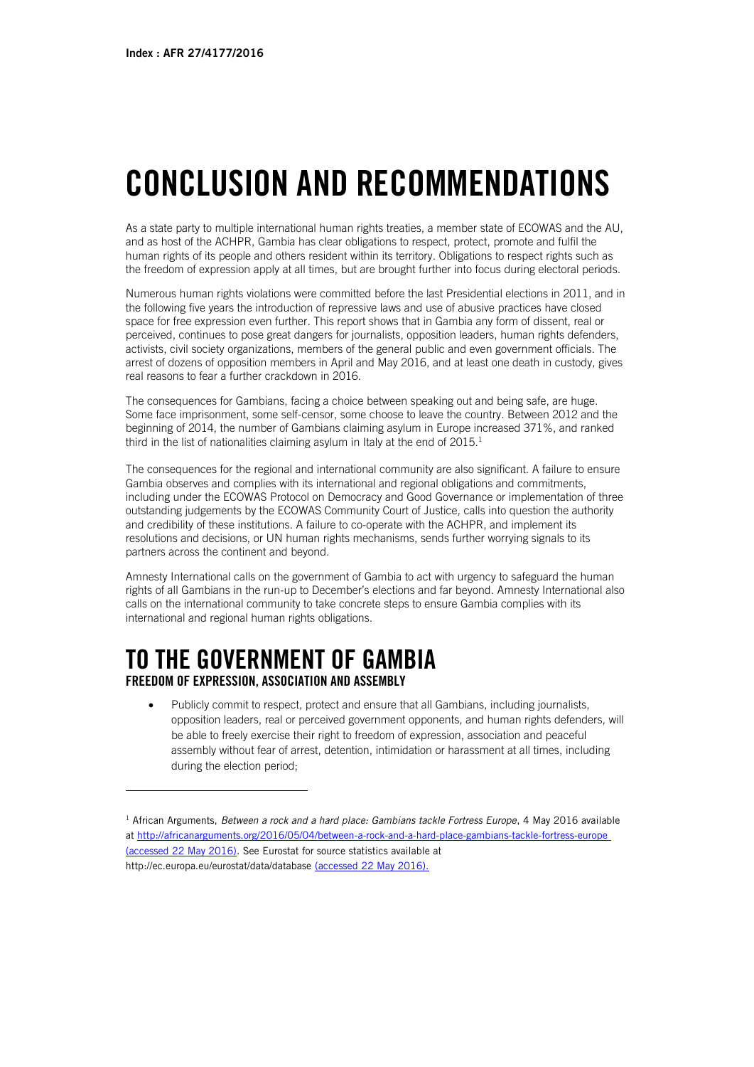Index : AFR 27/4177/2016

# CONCLUSION AND RECOMMENDATIONS

As a state party to multiple international human rights treaties, a member state of ECOWAS and the AU, and as host of the ACHPR, Gambia has clear obligations to respect, protect, promote and fulfil the human rights of its people and others resident within its territory. Obligations to respect rights such as the freedom of expression apply at all times, but are brought further into focus during electoral periods.

Numerous human rights violations were committed before the last Presidential elections in 2011, and in the following five years the introduction of repressive laws and use of abusive practices have closed space for free expression even further. This report shows that in Gambia any form of dissent, real or perceived, continues to pose great dangers for journalists, opposition leaders, human rights defenders, activists, civil society organizations, members of the general public and even government officials. The arrest of dozens of opposition members in April and May 2016, and at least one death in custody, gives real reasons to fear a further crackdown in 2016.

The consequences for Gambians, facing a choice between speaking out and being safe, are huge. Some face imprisonment, some self-censor, some choose to leave the country. Between 2012 and the beginning of 2014, the number of Gambians claiming asylum in Europe increased 371%, and ranked third in the list of nationalities claiming asylum in Italy at the end of 2015.[1]

The consequences for the regional and international community are also significant. A failure to ensure Gambia observes and complies with its international and regional obligations and commitments, including under the ECOWAS Protocol on Democracy and Good Governance or implementation of three outstanding judgements by the ECOWAS Community Court of Justice, calls into question the authority and credibility of these institutions. A failure to co-operate with the ACHPR, and implement its resolutions and decisions, or UN human rights mechanisms, sends further worrying signals to its partners across the continent and beyond.

Amnesty International calls on the government of Gambia to act with urgency to safeguard the human rights of all Gambians in the run-up to December's elections and far beyond. Amnesty International also calls on the international community to take concrete steps to ensure Gambia complies with its international and regional human rights obligations.

## TO THE GOVERNMENT OF GAMBIA

### FREEDOM OF EXPRESSION, ASSOCIATION AND ASSEMBLY

- Publicly commit to respect, protect and ensure that all Gambians, including journalists, opposition leaders, real or perceived government opponents, and human rights defenders, will be able to freely exercise their right to freedom of expression, association and peaceful assembly without fear of arrest, detention, intimidation or harassment at all times, including during the election period;

[1] African Arguments, *Between a rock and a hard place: Gambians tackle Fortress Europe*, 4 May 2016 available at http://africanarguments.org/2016/05/04/between-a-rock-and-a-hard-place-gambians-tackle-fortress-europe (accessed 22 May 2016). See Eurostat for source statistics available at http://ec.europa.eu/eurostat/data/database (accessed 22 May 2016).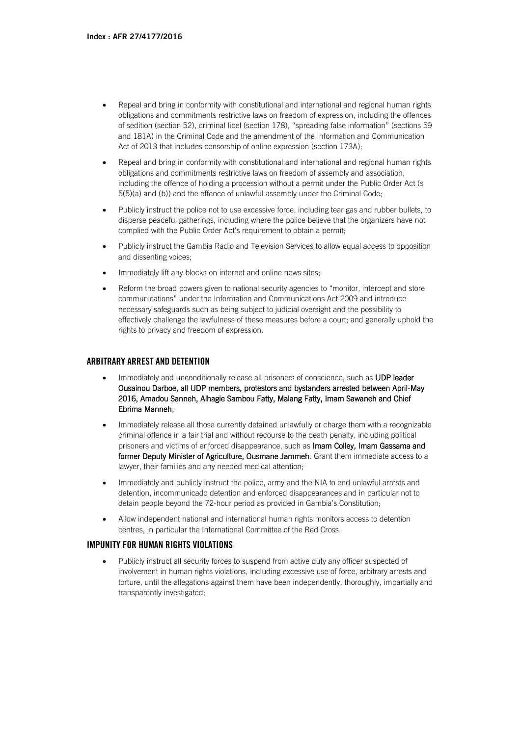- Repeal and bring in conformity with constitutional and international and regional human rights obligations and commitments restrictive laws on freedom of expression, including the offences of sedition (section 52), criminal libel (section 178), "spreading false information" (sections 59 and 181A) in the Criminal Code and the amendment of the Information and Communication Act of 2013 that includes censorship of online expression (section 173A);
- Repeal and bring in conformity with constitutional and international and regional human rights obligations and commitments restrictive laws on freedom of assembly and association, including the offence of holding a procession without a permit under the Public Order Act (s 5(5)(a) and (b)) and the offence of unlawful assembly under the Criminal Code;
- Publicly instruct the police not to use excessive force, including tear gas and rubber bullets, to disperse peaceful gatherings, including where the police believe that the organizers have not complied with the Public Order Act's requirement to obtain a permit;
- Publicly instruct the Gambia Radio and Television Services to allow equal access to opposition and dissenting voices;
- Immediately lift any blocks on internet and online news sites;
- Reform the broad powers given to national security agencies to "monitor, intercept and store communications" under the Information and Communications Act 2009 and introduce necessary safeguards such as being subject to judicial oversight and the possibility to effectively challenge the lawfulness of these measures before a court; and generally uphold the rights to privacy and freedom of expression.

## ARBITRARY ARREST AND DETENTION

- Immediately and unconditionally release all prisoners of conscience, such as **UDP leader Ousainou Darboe, all UDP members, protestors and bystanders arrested between April-May 2016, Amadou Sanneh, Alhagie Sambou Fatty, Malang Fatty, Imam Sawaneh and Chief Ebrima Manneh**;
- Immediately release all those currently detained unlawfully or charge them with a recognizable criminal offence in a fair trial and without recourse to the death penalty, including political prisoners and victims of enforced disappearance, such as **Imam Colley, Imam Gassama and former Deputy Minister of Agriculture, Ousmane Jammeh**. Grant them immediate access to a lawyer, their families and any needed medical attention;
- Immediately and publicly instruct the police, army and the NIA to end unlawful arrests and detention, incommunicado detention and enforced disappearances and in particular not to detain people beyond the 72-hour period as provided in Gambia's Constitution;
- Allow independent national and international human rights monitors access to detention centres, in particular the International Committee of the Red Cross.

## IMPUNITY FOR HUMAN RIGHTS VIOLATIONS

- Publicly instruct all security forces to suspend from active duty any officer suspected of involvement in human rights violations, including excessive use of force, arbitrary arrests and torture, until the allegations against them have been independently, thoroughly, impartially and transparently investigated;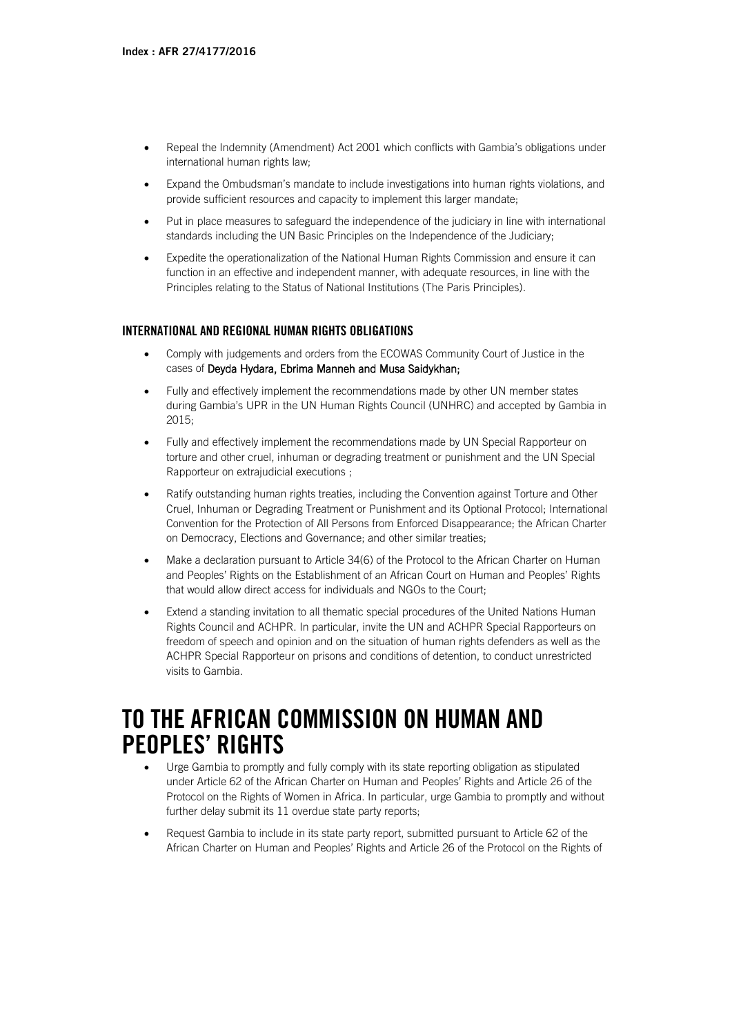- Repeal the Indemnity (Amendment) Act 2001 which conflicts with Gambia's obligations under international human rights law;
- Expand the Ombudsman's mandate to include investigations into human rights violations, and provide sufficient resources and capacity to implement this larger mandate;
- Put in place measures to safeguard the independence of the judiciary in line with international standards including the UN Basic Principles on the Independence of the Judiciary;
- Expedite the operationalization of the National Human Rights Commission and ensure it can function in an effective and independent manner, with adequate resources, in line with the Principles relating to the Status of National Institutions (The Paris Principles).

### INTERNATIONAL AND REGIONAL HUMAN RIGHTS OBLIGATIONS

- Comply with judgements and orders from the ECOWAS Community Court of Justice in the cases of Deyda Hydara, Ebrima Manneh and Musa Saidykhan;
- Fully and effectively implement the recommendations made by other UN member states during Gambia's UPR in the UN Human Rights Council (UNHRC) and accepted by Gambia in 2015;
- Fully and effectively implement the recommendations made by UN Special Rapporteur on torture and other cruel, inhuman or degrading treatment or punishment and the UN Special Rapporteur on extrajudicial executions ;
- Ratify outstanding human rights treaties, including the Convention against Torture and Other Cruel, Inhuman or Degrading Treatment or Punishment and its Optional Protocol; International Convention for the Protection of All Persons from Enforced Disappearance; the African Charter on Democracy, Elections and Governance; and other similar treaties;
- Make a declaration pursuant to Article 34(6) of the Protocol to the African Charter on Human and Peoples' Rights on the Establishment of an African Court on Human and Peoples' Rights that would allow direct access for individuals and NGOs to the Court;
- Extend a standing invitation to all thematic special procedures of the United Nations Human Rights Council and ACHPR. In particular, invite the UN and ACHPR Special Rapporteurs on freedom of speech and opinion and on the situation of human rights defenders as well as the ACHPR Special Rapporteur on prisons and conditions of detention, to conduct unrestricted visits to Gambia.

# TO THE AFRICAN COMMISSION ON HUMAN AND PEOPLES' RIGHTS

- Urge Gambia to promptly and fully comply with its state reporting obligation as stipulated under Article 62 of the African Charter on Human and Peoples' Rights and Article 26 of the Protocol on the Rights of Women in Africa. In particular, urge Gambia to promptly and without further delay submit its 11 overdue state party reports;
- Request Gambia to include in its state party report, submitted pursuant to Article 62 of the African Charter on Human and Peoples' Rights and Article 26 of the Protocol on the Rights of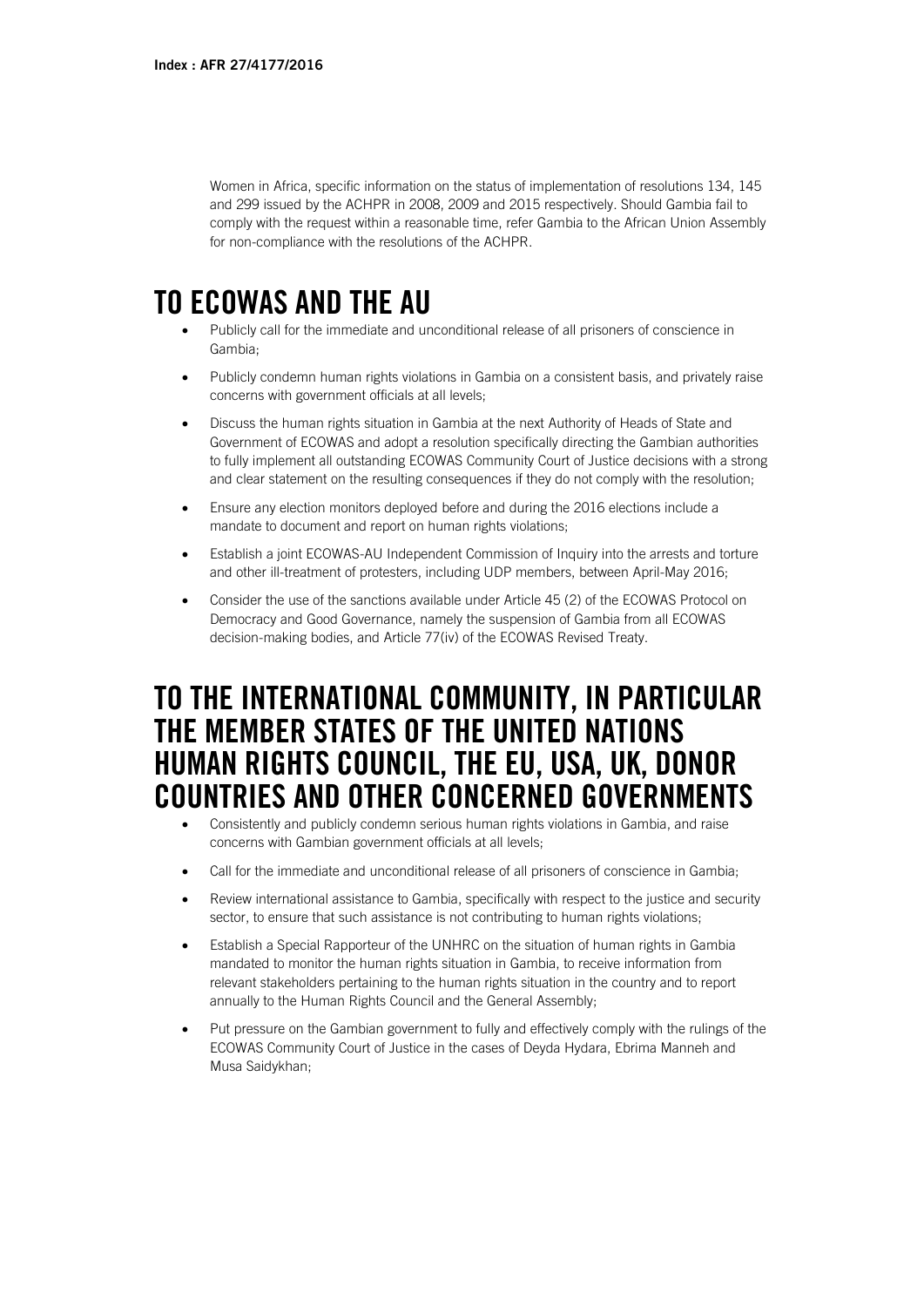Women in Africa, specific information on the status of implementation of resolutions 134, 145 and 299 issued by the ACHPR in 2008, 2009 and 2015 respectively. Should Gambia fail to comply with the request within a reasonable time, refer Gambia to the African Union Assembly for non-compliance with the resolutions of the ACHPR.

# TO ECOWAS AND THE AU

- Publicly call for the immediate and unconditional release of all prisoners of conscience in Gambia;
- Publicly condemn human rights violations in Gambia on a consistent basis, and privately raise concerns with government officials at all levels;
- Discuss the human rights situation in Gambia at the next Authority of Heads of State and Government of ECOWAS and adopt a resolution specifically directing the Gambian authorities to fully implement all outstanding ECOWAS Community Court of Justice decisions with a strong and clear statement on the resulting consequences if they do not comply with the resolution;
- Ensure any election monitors deployed before and during the 2016 elections include a mandate to document and report on human rights violations;
- Establish a joint ECOWAS-AU Independent Commission of Inquiry into the arrests and torture and other ill-treatment of protesters, including UDP members, between April-May 2016;
- Consider the use of the sanctions available under Article 45 (2) of the ECOWAS Protocol on Democracy and Good Governance, namely the suspension of Gambia from all ECOWAS decision-making bodies, and Article 77(iv) of the ECOWAS Revised Treaty.

# TO THE INTERNATIONAL COMMUNITY, IN PARTICULAR THE MEMBER STATES OF THE UNITED NATIONS HUMAN RIGHTS COUNCIL, THE EU, USA, UK, DONOR COUNTRIES AND OTHER CONCERNED GOVERNMENTS

- Consistently and publicly condemn serious human rights violations in Gambia, and raise concerns with Gambian government officials at all levels;
- Call for the immediate and unconditional release of all prisoners of conscience in Gambia;
- Review international assistance to Gambia, specifically with respect to the justice and security sector, to ensure that such assistance is not contributing to human rights violations;
- Establish a Special Rapporteur of the UNHRC on the situation of human rights in Gambia mandated to monitor the human rights situation in Gambia, to receive information from relevant stakeholders pertaining to the human rights situation in the country and to report annually to the Human Rights Council and the General Assembly;
- Put pressure on the Gambian government to fully and effectively comply with the rulings of the ECOWAS Community Court of Justice in the cases of Deyda Hydara, Ebrima Manneh and Musa Saidykhan;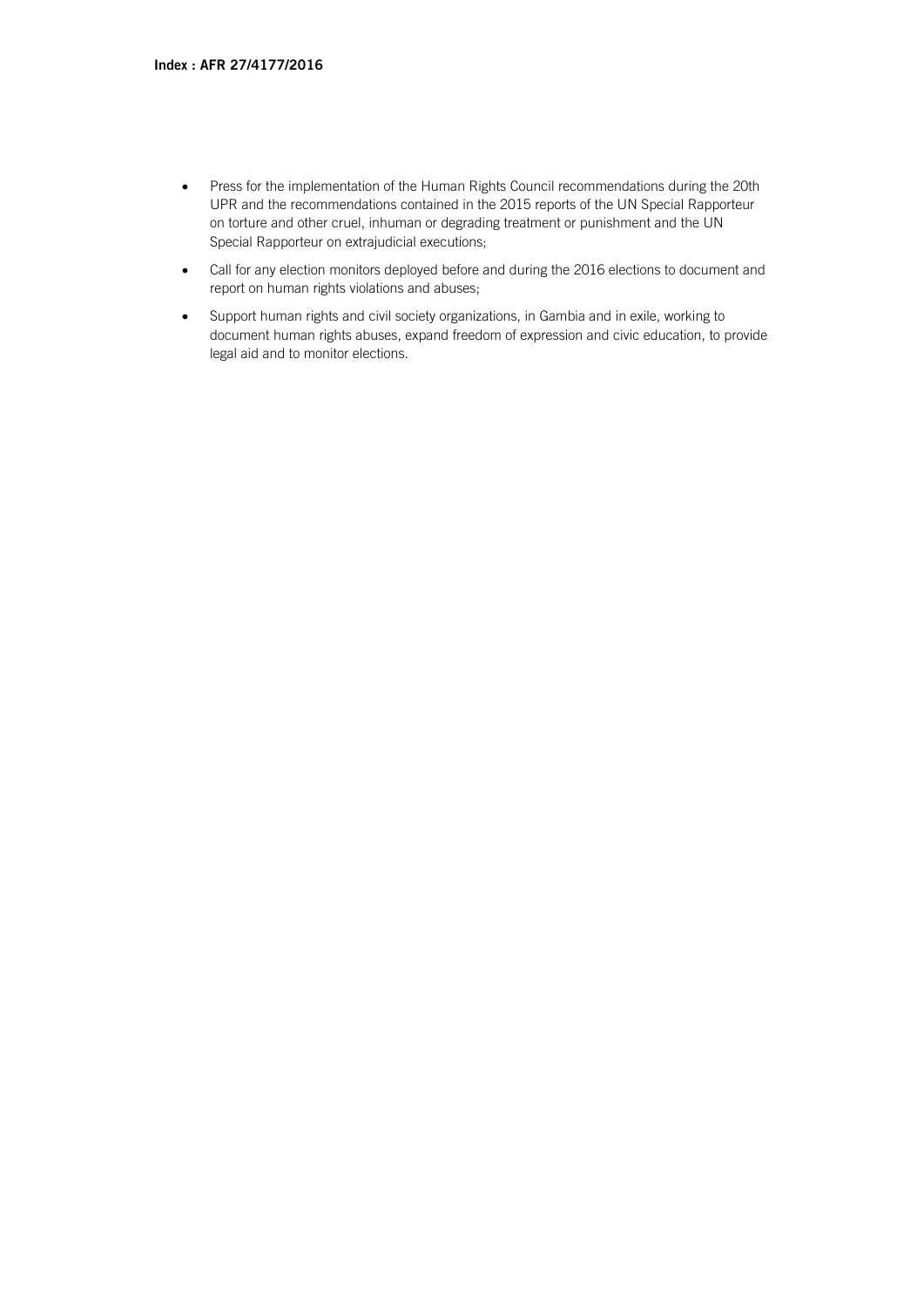- Press for the implementation of the Human Rights Council recommendations during the 20th UPR and the recommendations contained in the 2015 reports of the UN Special Rapporteur on torture and other cruel, inhuman or degrading treatment or punishment and the UN Special Rapporteur on extrajudicial executions;
- Call for any election monitors deployed before and during the 2016 elections to document and report on human rights violations and abuses;
- Support human rights and civil society organizations, in Gambia and in exile, working to document human rights abuses, expand freedom of expression and civic education, to provide legal aid and to monitor elections.